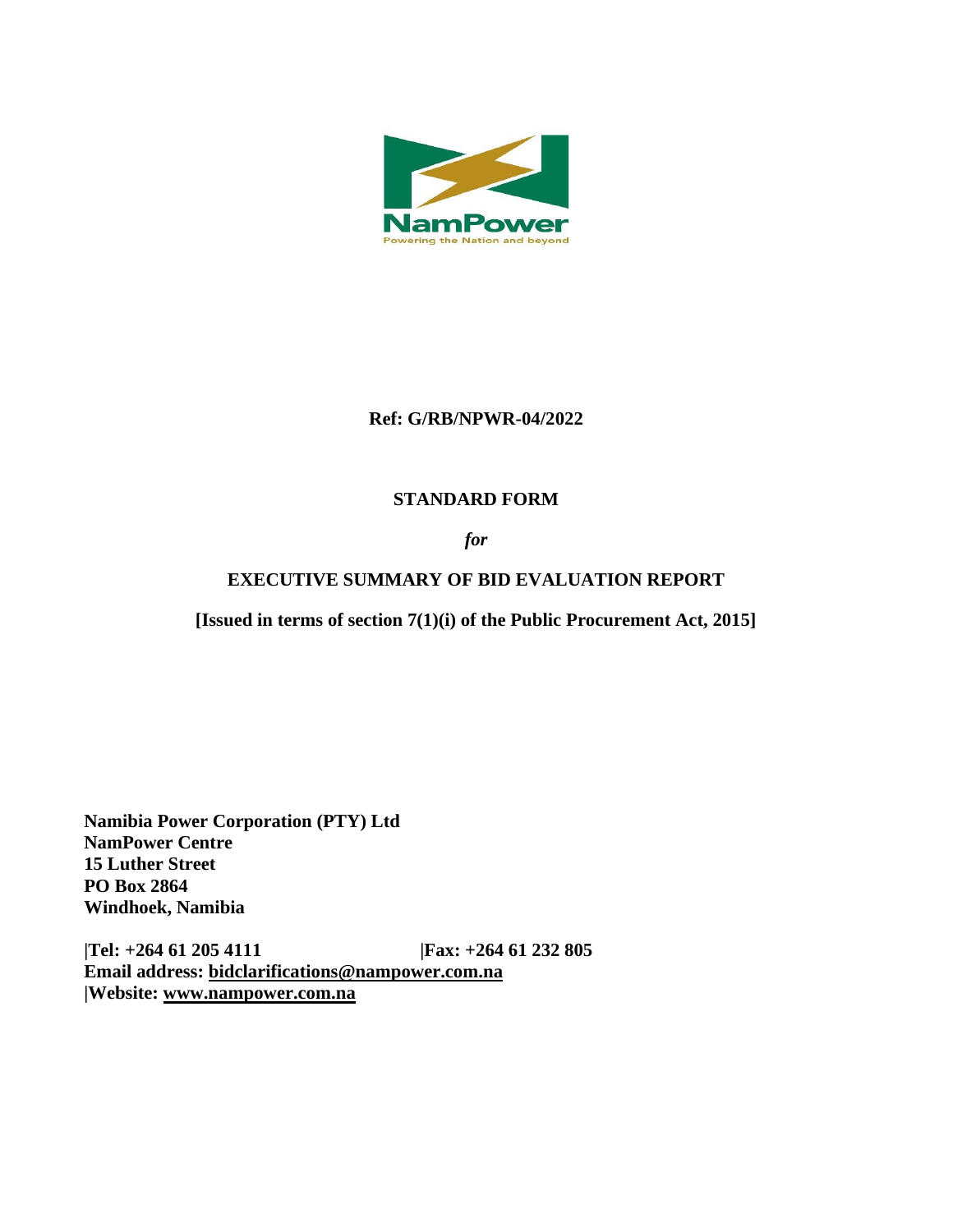NamPower

Powering the Nation and beyond

**Ref: G/RB/NPWR-04/2022**

**STANDARD FORM**

***for***

**EXECUTIVE SUMMARY OF BID EVALUATION REPORT**

**[Issued in terms of section 7(1)(i) of the Public Procurement Act, 2015]**

**Namibia Power Corporation (PTY) Ltd**
**NamPower Centre**
**15 Luther Street**
**PO Box 2864**
**Windhoek, Namibia**

**|Tel: +264 61 205 4111 |Fax: +264 61 232 805**
**Email address: bidclarifications@nampower.com.na**
**|Website: www.nampower.com.na**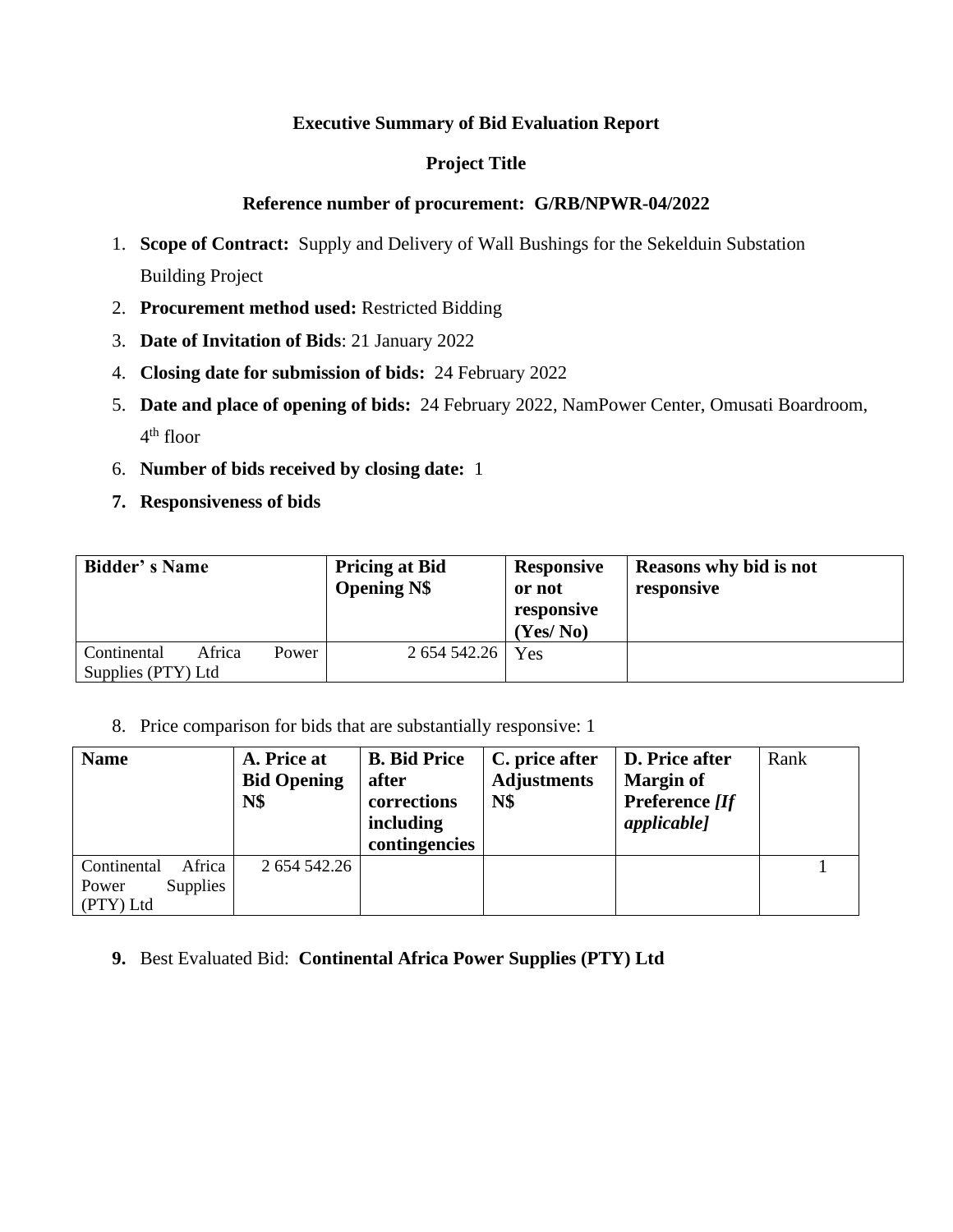**Executive Summary of Bid Evaluation Report**

**Project Title**

**Reference number of procurement: G/RB/NPWR-04/2022**

1. **Scope of Contract:** Supply and Delivery of Wall Bushings for the Sekelduin Substation Building Project
2. **Procurement method used:** Restricted Bidding
3. **Date of Invitation of Bids**: 21 January 2022
4. **Closing date for submission of bids:** 24 February 2022
5. **Date and place of opening of bids:** 24 February 2022, NamPower Center, Omusati Boardroom, 4th floor
6. **Number of bids received by closing date:** 1
7. **Responsiveness of bids**

| **Bidder' s Name** | **Pricing at Bid Opening N$** | **Responsive or not responsive (Yes/ No)** | **Reasons why bid is not responsive** |
|---|---|---|---|
| Continental Africa Power Supplies (PTY) Ltd | 2 654 542.26 | Yes | |

8. Price comparison for bids that are substantially responsive: 1

| **Name** | **A. Price at Bid Opening N$** | **B. Bid Price after corrections including contingencies** | **C. price after Adjustments N$** | **D. Price after Margin of Preference *[If applicable]*** | Rank |
|---|---|---|---|---|---|
| Continental Africa Power Supplies (PTY) Ltd | 2 654 542.26 | | | | 1 |

9. Best Evaluated Bid: **Continental Africa Power Supplies (PTY) Ltd**